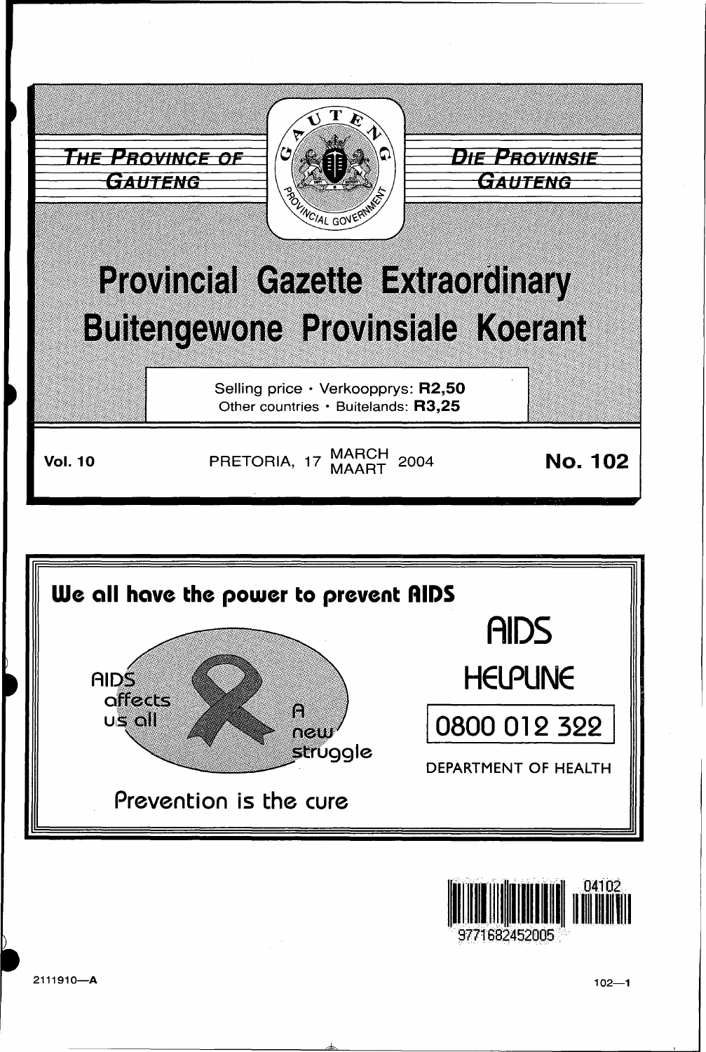THE PROVINCE OF GAUTENG

DIE PROVINSIE GAUTENG

# Provincial Gazette Extraordinary
# Buitengewone Provinsiale Koerant

Selling price • Verkoopprys: **R2,50**
Other countries • Buitelands: **R3,25**

**Vol. 10** PRETORIA, 17 MARCH / MAART 2004 **No. 102**

**We all have the power to prevent AIDS**

AIDS affects us all

A new struggle

Prevention is the cure

AIDS HELPLINE

0800 012 322

DEPARTMENT OF HEALTH

04102

9771682452005

2111910—A

102—1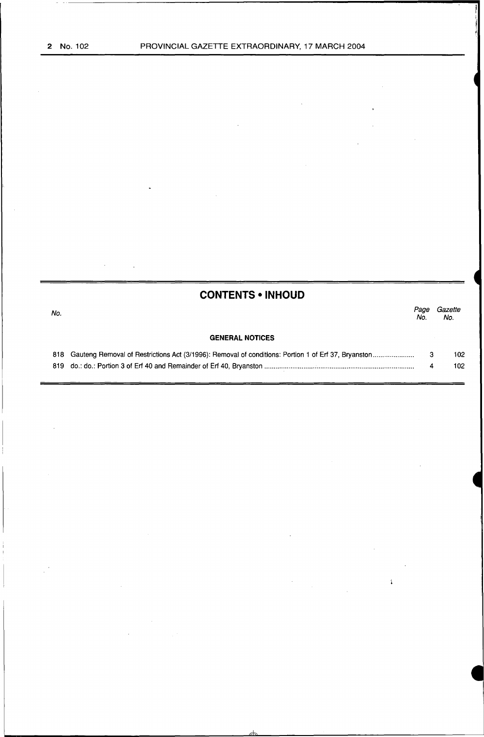## CONTENTS • INHOUD

| No. | | Page No. | Gazette No. |
|---|---|---|---|
| | **GENERAL NOTICES** | | |
| 818 | Gauteng Removal of Restrictions Act (3/1996): Removal of conditions: Portion 1 of Erf 37, Bryanston | 3 | 102 |
| 819 | do.: do.: Portion 3 of Erf 40 and Remainder of Erf 40, Bryanston | 4 | 102 |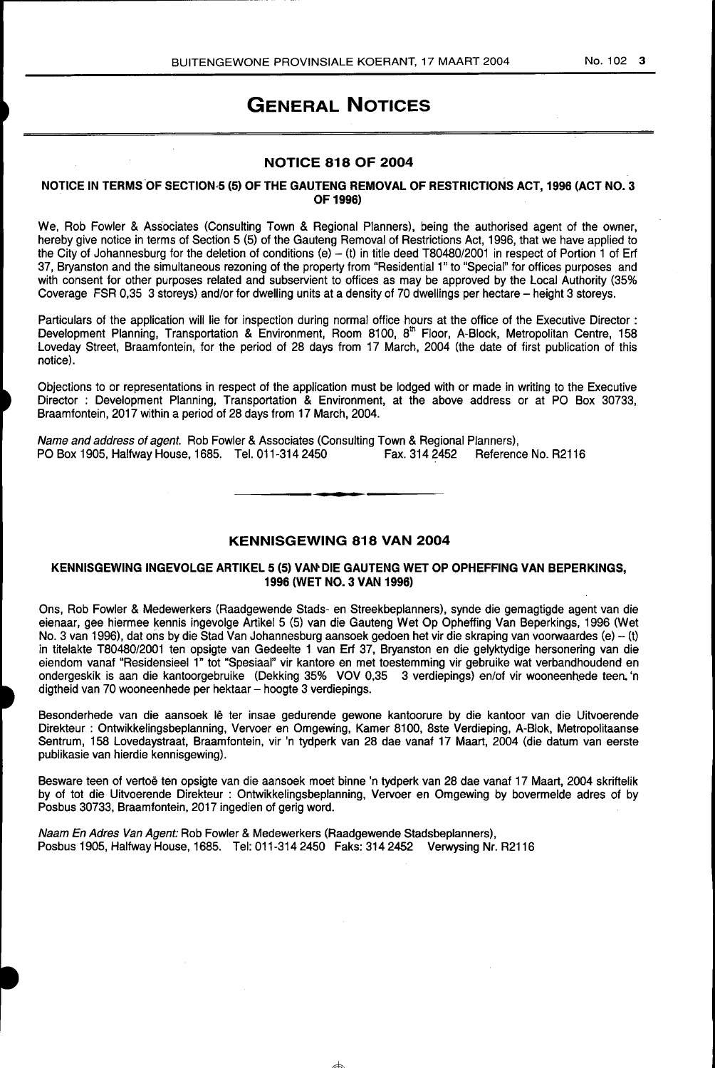# GENERAL NOTICES

## NOTICE 818 OF 2004

### NOTICE IN TERMS OF SECTION 5 (5) OF THE GAUTENG REMOVAL OF RESTRICTIONS ACT, 1996 (ACT NO. 3 OF 1996)

We, Rob Fowler & Associates (Consulting Town & Regional Planners), being the authorised agent of the owner, hereby give notice in terms of Section 5 (5) of the Gauteng Removal of Restrictions Act, 1996, that we have applied to the City of Johannesburg for the deletion of conditions (e) – (t) in title deed T80480/2001 in respect of Portion 1 of Erf 37, Bryanston and the simultaneous rezoning of the property from "Residential 1" to "Special" for offices purposes and with consent for other purposes related and subservient to offices as may be approved by the Local Authority (35% Coverage FSR 0,35 3 storeys) and/or for dwelling units at a density of 70 dwellings per hectare – height 3 storeys.

Particulars of the application will lie for inspection during normal office hours at the office of the Executive Director : Development Planning, Transportation & Environment, Room 8100, 8th Floor, A-Block, Metropolitan Centre, 158 Loveday Street, Braamfontein, for the period of 28 days from 17 March, 2004 (the date of first publication of this notice).

Objections to or representations in respect of the application must be lodged with or made in writing to the Executive Director : Development Planning, Transportation & Environment, at the above address or at PO Box 30733, Braamfontein, 2017 within a period of 28 days from 17 March, 2004.

*Name and address of agent.* Rob Fowler & Associates (Consulting Town & Regional Planners), PO Box 1905, Halfway House, 1685. Tel. 011-314 2450 Fax. 314 2452 Reference No. R2116

---

## KENNISGEWING 818 VAN 2004

### KENNISGEWING INGEVOLGE ARTIKEL 5 (5) VAN DIE GAUTENG WET OP OPHEFFING VAN BEPERKINGS, 1996 (WET NO. 3 VAN 1996)

Ons, Rob Fowler & Medewerkers (Raadgewende Stads- en Streekbeplanners), synde die gemagtigde agent van die eienaar, gee hiermee kennis ingevolge Artikel 5 (5) van die Gauteng Wet Op Opheffing Van Beperkings, 1996 (Wet No. 3 van 1996), dat ons by die Stad Van Johannesburg aansoek gedoen het vir die skraping van voorwaardes (e) – (t) in titelakte T80480/2001 ten opsigte van Gedeelte 1 van Erf 37, Bryanston en die gelyktydige hersonering van die eiendom vanaf "Residensieel 1" tot "Spesiaal" vir kantore en met toestemming vir gebruike wat verbandhoudend en ondergeskik is aan die kantoorgebruike (Dekking 35% VOV 0,35 3 verdiepings) en/of vir wooneenhede teen 'n digtheid van 70 wooneenhede per hektaar – hoogte 3 verdiepings.

Besonderhede van die aansoek lê ter insae gedurende gewone kantoorure by die kantoor van die Uitvoerende Direkteur : Ontwikkelingsbeplanning, Vervoer en Omgewing, Kamer 8100, 8ste Verdieping, A-Blok, Metropolitaanse Sentrum, 158 Lovedaystraat, Braamfontein, vir 'n tydperk van 28 dae vanaf 17 Maart, 2004 (die datum van eerste publikasie van hierdie kennisgewing).

Besware teen of vertoë ten opsigte van die aansoek moet binne 'n tydperk van 28 dae vanaf 17 Maart, 2004 skriftelik by of tot die Uitvoerende Direkteur : Ontwikkelingsbeplanning, Vervoer en Omgewing by bovermelde adres of by Posbus 30733, Braamfontein, 2017 ingedien of gerig word.

*Naam En Adres Van Agent:* Rob Fowler & Medewerkers (Raadgewende Stadsbeplanners), Posbus 1905, Halfway House, 1685. Tel: 011-314 2450 Faks: 314 2452 Verwysing Nr. R2116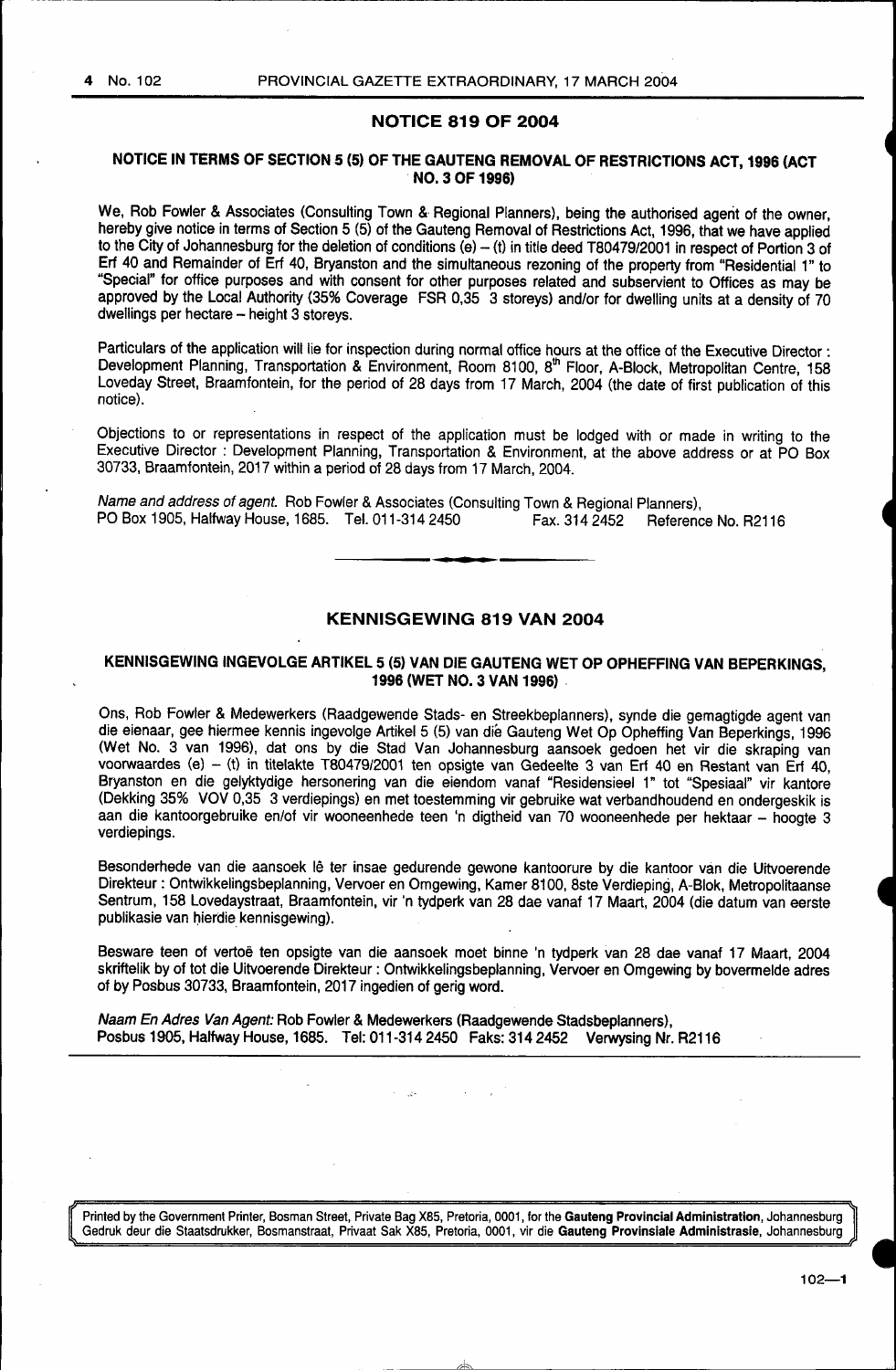## NOTICE 819 OF 2004

### NOTICE IN TERMS OF SECTION 5 (5) OF THE GAUTENG REMOVAL OF RESTRICTIONS ACT, 1996 (ACT NO. 3 OF 1996)

We, Rob Fowler & Associates (Consulting Town & Regional Planners), being the authorised agent of the owner, hereby give notice in terms of Section 5 (5) of the Gauteng Removal of Restrictions Act, 1996, that we have applied to the City of Johannesburg for the deletion of conditions (e) – (t) in title deed T80479/2001 in respect of Portion 3 of Erf 40 and Remainder of Erf 40, Bryanston and the simultaneous rezoning of the property from "Residential 1" to "Special" for office purposes and with consent for other purposes related and subservient to Offices as may be approved by the Local Authority (35% Coverage FSR 0,35 3 storeys) and/or for dwelling units at a density of 70 dwellings per hectare – height 3 storeys.

Particulars of the application will lie for inspection during normal office hours at the office of the Executive Director : Development Planning, Transportation & Environment, Room 8100, 8th Floor, A-Block, Metropolitan Centre, 158 Loveday Street, Braamfontein, for the period of 28 days from 17 March, 2004 (the date of first publication of this notice).

Objections to or representations in respect of the application must be lodged with or made in writing to the Executive Director : Development Planning, Transportation & Environment, at the above address or at PO Box 30733, Braamfontein, 2017 within a period of 28 days from 17 March, 2004.

*Name and address of agent.* Rob Fowler & Associates (Consulting Town & Regional Planners), PO Box 1905, Halfway House, 1685. Tel. 011-314 2450 Fax. 314 2452 Reference No. R2116

---

## KENNISGEWING 819 VAN 2004

### KENNISGEWING INGEVOLGE ARTIKEL 5 (5) VAN DIE GAUTENG WET OP OPHEFFING VAN BEPERKINGS, 1996 (WET NO. 3 VAN 1996)

Ons, Rob Fowler & Medewerkers (Raadgewende Stads- en Streekbeplanners), synde die gemagtigde agent van die eienaar, gee hiermee kennis ingevolge Artikel 5 (5) van die Gauteng Wet Op Opheffing Van Beperkings, 1996 (Wet No. 3 van 1996), dat ons by die Stad Van Johannesburg aansoek gedoen het vir die skraping van voorwaardes (e) – (t) in titelakte T80479/2001 ten opsigte van Gedeelte 3 van Erf 40 en Restant van Erf 40, Bryanston en die gelyktydige hersonering van die eiendom vanaf "Residensieel 1" tot "Spesiaal" vir kantore (Dekking 35% VOV 0,35 3 verdiepings) en met toestemming vir gebruike wat verbandhoudend en ondergeskik is aan die kantoorgebruike en/of vir wooneenhede teen 'n digtheid van 70 wooneenhede per hektaar – hoogte 3 verdiepings.

Besonderhede van die aansoek lê ter insae gedurende gewone kantoorure by die kantoor van die Uitvoerende Direkteur : Ontwikkelingsbeplanning, Vervoer en Omgewing, Kamer 8100, 8ste Verdieping, A-Blok, Metropolitaanse Sentrum, 158 Lovedaystraat, Braamfontein, vir 'n tydperk van 28 dae vanaf 17 Maart, 2004 (die datum van eerste publikasie van hierdie kennisgewing).

Besware teen of vertoë ten opsigte van die aansoek moet binne 'n tydperk van 28 dae vanaf 17 Maart, 2004 skriftelik by of tot die Uitvoerende Direkteur : Ontwikkelingsbeplanning, Vervoer en Omgewing by bovermelde adres of by Posbus 30733, Braamfontein, 2017 ingedien of gerig word.

*Naam En Adres Van Agent:* Rob Fowler & Medewerkers (Raadgewende Stadsbeplanners), Posbus 1905, Halfway House, 1685. Tel: 011-314 2450 Faks: 314 2452 Verwysing Nr. R2116

---

Printed by the Government Printer, Bosman Street, Private Bag X85, Pretoria, 0001, for the **Gauteng Provincial Administration**, Johannesburg
Gedruk deur die Staatsdrukker, Bosmanstraat, Privaat Sak X85, Pretoria, 0001, vir die **Gauteng Provinsiale Administrasie**, Johannesburg